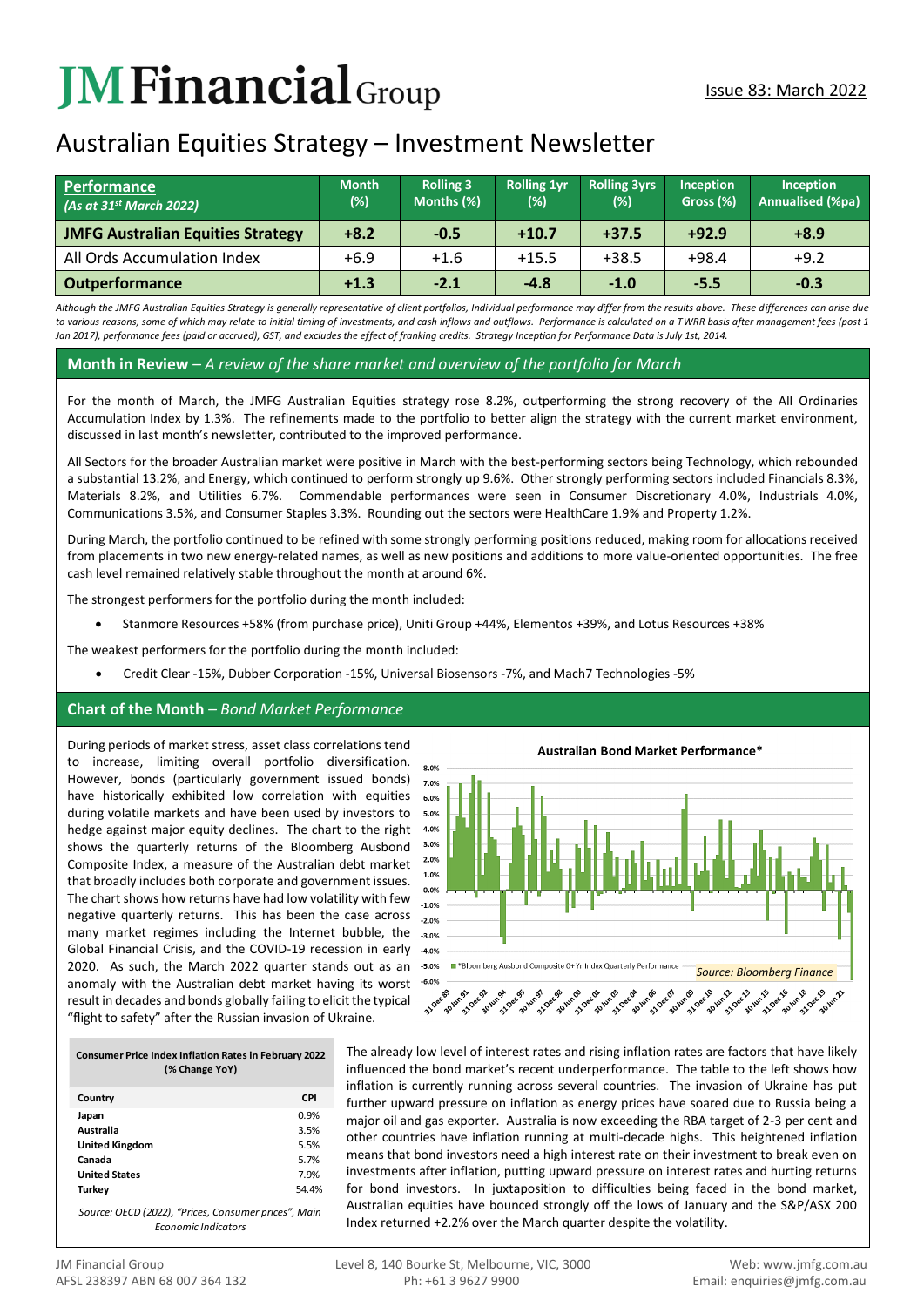# JM Financial Group

Issue 83: March 2022

## Australian Equities Strategy – Investment Newsletter

| **Performance** *(As at 31st March 2022)* | Month (%) | Rolling 3 Months (%) | Rolling 1yr (%) | Rolling 3yrs (%) | Inception Gross (%) | Inception Annualised (%pa) |
|---|---|---|---|---|---|---|
| **JMFG Australian Equities Strategy** | **+8.2** | **-0.5** | **+10.7** | **+37.5** | **+92.9** | **+8.9** |
| All Ords Accumulation Index | +6.9 | +1.6 | +15.5 | +38.5 | +98.4 | +9.2 |
| **Outperformance** | **+1.3** | **-2.1** | **-4.8** | **-1.0** | **-5.5** | **-0.3** |

*Although the JMFG Australian Equities Strategy is generally representative of client portfolios, Individual performance may differ from the results above. These differences can arise due to various reasons, some of which may relate to initial timing of investments, and cash inflows and outflows. Performance is calculated on a TWRR basis after management fees (post 1 Jan 2017), performance fees (paid or accrued), GST, and excludes the effect of franking credits. Strategy Inception for Performance Data is July 1st, 2014.*

### Month in Review – *A review of the share market and overview of the portfolio for March*

For the month of March, the JMFG Australian Equities strategy rose 8.2%, outperforming the strong recovery of the All Ordinaries Accumulation Index by 1.3%. The refinements made to the portfolio to better align the strategy with the current market environment, discussed in last month's newsletter, contributed to the improved performance.

All Sectors for the broader Australian market were positive in March with the best-performing sectors being Technology, which rebounded a substantial 13.2%, and Energy, which continued to perform strongly up 9.6%. Other strongly performing sectors included Financials 8.3%, Materials 8.2%, and Utilities 6.7%. Commendable performances were seen in Consumer Discretionary 4.0%, Industrials 4.0%, Communications 3.5%, and Consumer Staples 3.3%. Rounding out the sectors were HealthCare 1.9% and Property 1.2%.

During March, the portfolio continued to be refined with some strongly performing positions reduced, making room for allocations received from placements in two new energy-related names, as well as new positions and additions to more value-oriented opportunities. The free cash level remained relatively stable throughout the month at around 6%.

The strongest performers for the portfolio during the month included:

- Stanmore Resources +58% (from purchase price), Uniti Group +44%, Elementos +39%, and Lotus Resources +38%

The weakest performers for the portfolio during the month included:

- Credit Clear -15%, Dubber Corporation -15%, Universal Biosensors -7%, and Mach7 Technologies -5%

### Chart of the Month – *Bond Market Performance*

During periods of market stress, asset class correlations tend to increase, limiting overall portfolio diversification. However, bonds (particularly government issued bonds) have historically exhibited low correlation with equities during volatile markets and have been used by investors to hedge against major equity declines. The chart to the right shows the quarterly returns of the Bloomberg Ausbond Composite Index, a measure of the Australian debt market that broadly includes both corporate and government issues. The chart shows how returns have had low volatility with few negative quarterly returns. This has been the case across many market regimes including the Internet bubble, the Global Financial Crisis, and the COVID-19 recession in early 2020. As such, the March 2022 quarter stands out as an anomaly with the Australian debt market having its worst result in decades and bonds globally failing to elicit the typical "flight to safety" after the Russian invasion of Ukraine.

**Australian Bond Market Performance***

*Bloomberg Ausbond Composite 0+ Yr Index Quarterly Performance

*Source: Bloomberg Finance*

**Consumer Price Index Inflation Rates in February 2022 (% Change YoY)**

| Country | CPI |
|---|---|
| **Japan** | 0.9% |
| **Australia** | 3.5% |
| **United Kingdom** | 5.5% |
| **Canada** | 5.7% |
| **United States** | 7.9% |
| **Turkey** | 54.4% |

*Source: OECD (2022), "Prices, Consumer prices", Main Economic Indicators*

The already low level of interest rates and rising inflation rates are factors that have likely influenced the bond market's recent underperformance. The table to the left shows how inflation is currently running across several countries. The invasion of Ukraine has put further upward pressure on inflation as energy prices have soared due to Russia being a major oil and gas exporter. Australia is now exceeding the RBA target of 2-3 per cent and other countries have inflation running at multi-decade highs. This heightened inflation means that bond investors need a high interest rate on their investment to break even on investments after inflation, putting upward pressure on interest rates and hurting returns for bond investors. In juxtaposition to difficulties being faced in the bond market, Australian equities have bounced strongly off the lows of January and the S&P/ASX 200 Index returned +2.2% over the March quarter despite the volatility.

JM Financial Group
AFSL 238397 ABN 68 007 364 132

Level 8, 140 Bourke St, Melbourne, VIC, 3000
Ph: +61 3 9627 9900

Web: www.jmfg.com.au
Email: enquiries@jmfg.com.au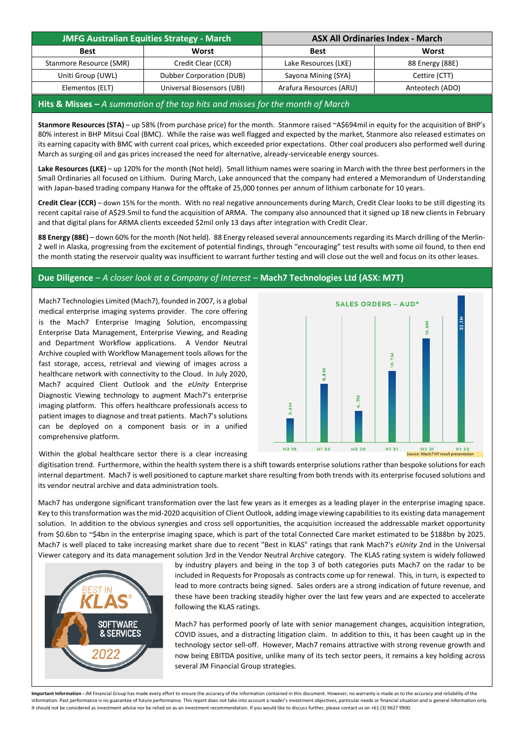| JMFG Australian Equities Strategy - March | | ASX All Ordinaries Index - March | |
|---|---|---|---|
| **Best** | **Worst** | **Best** | **Worst** |
| Stanmore Resource (SMR) | Credit Clear (CCR) | Lake Resources (LKE) | 88 Energy (88E) |
| Uniti Group (UWL) | Dubber Corporation (DUB) | Sayona Mining (SYA) | Cettire (CTT) |
| Elementos (ELT) | Universal Biosensors (UBI) | Arafura Resources (ARU) | Anteotech (ADO) |

## Hits & Misses – *A summation of the top hits and misses for the month of March*

**Stanmore Resources (STA)** – up 58% (from purchase price) for the month. Stanmore raised ~A$694mil in equity for the acquisition of BHP's 80% interest in BHP Mitsui Coal (BMC). While the raise was well flagged and expected by the market, Stanmore also released estimates on its earning capacity with BMC with current coal prices, which exceeded prior expectations. Other coal producers also performed well during March as surging oil and gas prices increased the need for alternative, already-serviceable energy sources.

**Lake Resources (LKE)** – up 120% for the month (Not held). Small lithium names were soaring in March with the three best performers in the Small Ordinaries all focused on Lithium. During March, Lake announced that the company had entered a Memorandum of Understanding with Japan-based trading company Hanwa for the offtake of 25,000 tonnes per annum of lithium carbonate for 10 years.

**Credit Clear (CCR)** – down 15% for the month. With no real negative announcements during March, Credit Clear looks to be still digesting its recent capital raise of A$29.5mil to fund the acquisition of ARMA. The company also announced that it signed up 18 new clients in February and that digital plans for ARMA clients exceeded $2mil only 13 days after integration with Credit Clear.

**88 Energy (88E)** – down 60% for the month (Not held). 88 Energy released several announcements regarding its March drilling of the Merlin-2 well in Alaska, progressing from the excitement of potential findings, through "encouraging" test results with some oil found, to then end the month stating the reservoir quality was insufficient to warrant further testing and will close out the well and focus on its other leases.

## Due Diligence – *A closer look at a Company of Interest* – Mach7 Technologies Ltd (ASX: M7T)

Mach7 Technologies Limited (Mach7), founded in 2007, is a global medical enterprise imaging systems provider. The core offering is the Mach7 Enterprise Imaging Solution, encompassing Enterprise Data Management, Enterprise Viewing, and Reading and Department Workflow applications. A Vendor Neutral Archive coupled with Workflow Management tools allows for the fast storage, access, retrieval and viewing of images across a healthcare network with connectivity to the Cloud. In July 2020, Mach7 acquired Client Outlook and the *eUnity* Enterprise Diagnostic Viewing technology to augment Mach7's enterprise imaging platform. This offers healthcare professionals access to patient images to diagnose and treat patients. Mach7's solutions can be deployed on a component basis or in a unified comprehensive platform.

SALES ORDERS – AUD*

3.6M
8.8M
4.7M
10.7M
15.6M
22.1M

H2 19 H1 20 H2 20 H1 21 H2 21 H1 22

*Source: Mach7 HY result presentation*

Within the global healthcare sector there is a clear increasing digitisation trend. Furthermore, within the health system there is a shift towards enterprise solutions rather than bespoke solutions for each internal department. Mach7 is well positioned to capture market share resulting from both trends with its enterprise focused solutions and its vendor neutral archive and data administration tools.

Mach7 has undergone significant transformation over the last few years as it emerges as a leading player in the enterprise imaging space. Key to this transformation was the mid-2020 acquisition of Client Outlook, adding image viewing capabilities to its existing data management solution. In addition to the obvious synergies and cross sell opportunities, the acquisition increased the addressable market opportunity from $0.6bn to ~$4bn in the enterprise imaging space, which is part of the total Connected Care market estimated to be $188bn by 2025. Mach7 is well placed to take increasing market share due to recent "Best in KLAS" ratings that rank Mach7's *eUnity* 2nd in the Universal Viewer category and its data management solution 3rd in the Vendor Neutral Archive category. The KLAS rating system is widely followed by industry players and being in the top 3 of both categories puts Mach7 on the radar to be included in Requests for Proposals as contracts come up for renewal. This, in turn, is expected to lead to more contracts being signed. Sales orders are a strong indication of future revenue, and these have been tracking steadily higher over the last few years and are expected to accelerate following the KLAS ratings.

BEST IN KLAS SOFTWARE & SERVICES 2022

Mach7 has performed poorly of late with senior management changes, acquisition integration, COVID issues, and a distracting litigation claim. In addition to this, it has been caught up in the technology sector sell-off. However, Mach7 remains attractive with strong revenue growth and now being EBITDA positive, unlike many of its tech sector peers, it remains a key holding across several JM Financial Group strategies.

**Important Information -** JM Financial Group has made every effort to ensure the accuracy of the information contained in this document. However, no warranty is made as to the accuracy and reliability of the information. Past performance is no guarantee of future performance. This report does not take into account a reader's investment objectives, particular needs or financial situation and is general information only. It should not be considered as investment advice nor be relied on as an investment recommendation. If you would like to discuss further, please contact us on +61 (3) 9627 9900.